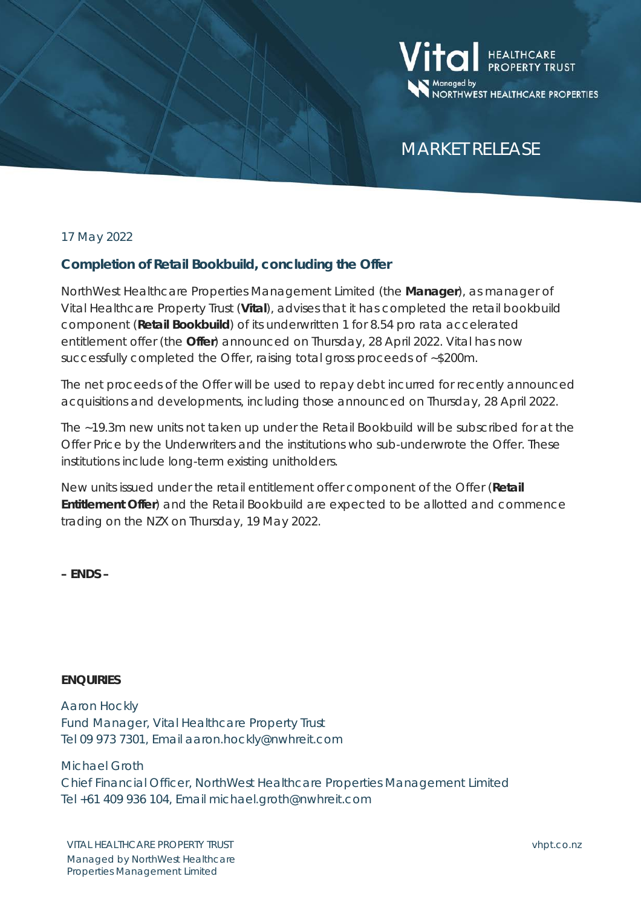Vital HEALTHCARE PROPERTY TRUST
Managed by NORTHWEST HEALTHCARE PROPERTIES

MARKET RELEASE

17 May 2022

## Completion of Retail Bookbuild, concluding the Offer

NorthWest Healthcare Properties Management Limited (the **Manager**), as manager of Vital Healthcare Property Trust (**Vital**), advises that it has completed the retail bookbuild component (**Retail Bookbuild**) of its underwritten 1 for 8.54 pro rata accelerated entitlement offer (the **Offer**) announced on Thursday, 28 April 2022. Vital has now successfully completed the Offer, raising total gross proceeds of ~$200m.

The net proceeds of the Offer will be used to repay debt incurred for recently announced acquisitions and developments, including those announced on Thursday, 28 April 2022.

The ~19.3m new units not taken up under the Retail Bookbuild will be subscribed for at the Offer Price by the Underwriters and the institutions who sub-underwrote the Offer. These institutions include long-term existing unitholders.

New units issued under the retail entitlement offer component of the Offer (**Retail Entitlement Offer**) and the Retail Bookbuild are expected to be allotted and commence trading on the NZX on Thursday, 19 May 2022.

**– ENDS –**

**ENQUIRIES**

Aaron Hockly
Fund Manager, Vital Healthcare Property Trust
Tel 09 973 7301, Email aaron.hockly@nwhreit.com

Michael Groth
Chief Financial Officer, NorthWest Healthcare Properties Management Limited
Tel +61 409 936 104, Email michael.groth@nwhreit.com

VITAL HEALTHCARE PROPERTY TRUST
Managed by NorthWest Healthcare Properties Management Limited

vhpt.co.nz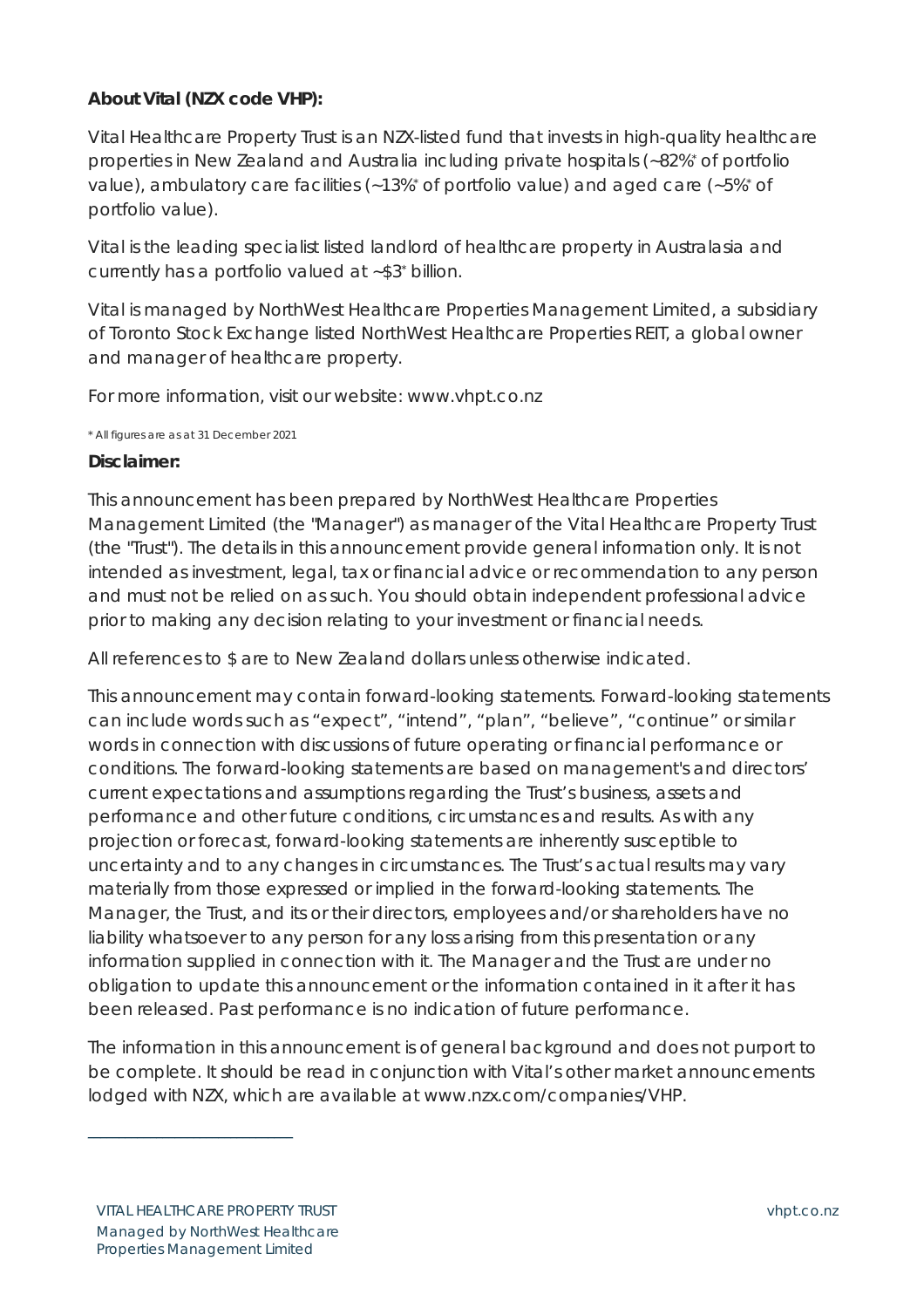**About Vital (NZX code VHP):**

Vital Healthcare Property Trust is an NZX-listed fund that invests in high-quality healthcare properties in New Zealand and Australia including private hospitals (~82%* of portfolio value), ambulatory care facilities (~13%* of portfolio value) and aged care (~5%* of portfolio value).

Vital is the leading specialist listed landlord of healthcare property in Australasia and currently has a portfolio valued at ~$3* billion.

Vital is managed by NorthWest Healthcare Properties Management Limited, a subsidiary of Toronto Stock Exchange listed NorthWest Healthcare Properties REIT, a global owner and manager of healthcare property.

For more information, visit our website: www.vhpt.co.nz

\* All figures are as at 31 December 2021

**Disclaimer:**

This announcement has been prepared by NorthWest Healthcare Properties Management Limited (the "Manager") as manager of the Vital Healthcare Property Trust (the "Trust"). The details in this announcement provide general information only. It is not intended as investment, legal, tax or financial advice or recommendation to any person and must not be relied on as such. You should obtain independent professional advice prior to making any decision relating to your investment or financial needs.

All references to $ are to New Zealand dollars unless otherwise indicated.

This announcement may contain forward-looking statements. Forward-looking statements can include words such as "expect", "intend", "plan", "believe", "continue" or similar words in connection with discussions of future operating or financial performance or conditions. The forward-looking statements are based on management's and directors' current expectations and assumptions regarding the Trust's business, assets and performance and other future conditions, circumstances and results. As with any projection or forecast, forward-looking statements are inherently susceptible to uncertainty and to any changes in circumstances. The Trust's actual results may vary materially from those expressed or implied in the forward-looking statements. The Manager, the Trust, and its or their directors, employees and/or shareholders have no liability whatsoever to any person for any loss arising from this presentation or any information supplied in connection with it. The Manager and the Trust are under no obligation to update this announcement or the information contained in it after it has been released. Past performance is no indication of future performance.

The information in this announcement is of general background and does not purport to be complete. It should be read in conjunction with Vital's other market announcements lodged with NZX, which are available at www.nzx.com/companies/VHP.